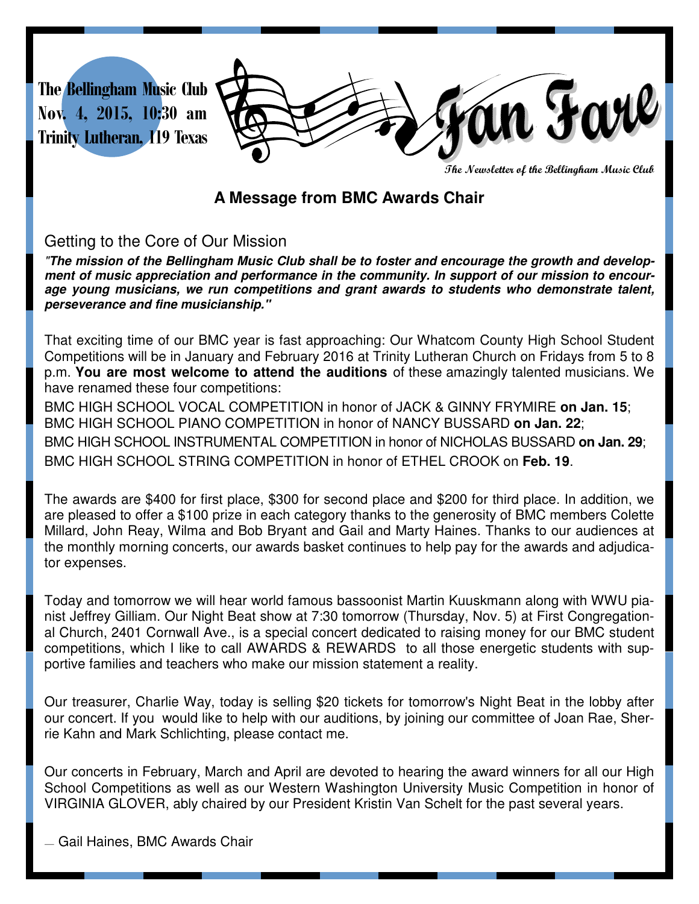The Bellingham Music Club
Nov. 4, 2015, 10:30 am
Trinity Lutheran, 119 Texas

# Fan Fare

The Newsletter of the Bellingham Music Club

## A Message from BMC Awards Chair

### Getting to the Core of Our Mission

***"The mission of the Bellingham Music Club shall be to foster and encourage the growth and development of music appreciation and performance in the community. In support of our mission to encourage young musicians, we run competitions and grant awards to students who demonstrate talent, perseverance and fine musicianship."***

That exciting time of our BMC year is fast approaching: Our Whatcom County High School Student Competitions will be in January and February 2016 at Trinity Lutheran Church on Fridays from 5 to 8 p.m. **You are most welcome to attend the auditions** of these amazingly talented musicians. We have renamed these four competitions:

BMC HIGH SCHOOL VOCAL COMPETITION in honor of JACK & GINNY FRYMIRE **on Jan. 15**;
BMC HIGH SCHOOL PIANO COMPETITION in honor of NANCY BUSSARD **on Jan. 22**;
BMC HIGH SCHOOL INSTRUMENTAL COMPETITION in honor of NICHOLAS BUSSARD **on Jan. 29**;
BMC HIGH SCHOOL STRING COMPETITION in honor of ETHEL CROOK on **Feb. 19**.

The awards are $400 for first place, $300 for second place and $200 for third place. In addition, we are pleased to offer a $100 prize in each category thanks to the generosity of BMC members Colette Millard, John Reay, Wilma and Bob Bryant and Gail and Marty Haines. Thanks to our audiences at the monthly morning concerts, our awards basket continues to help pay for the awards and adjudicator expenses.

Today and tomorrow we will hear world famous bassoonist Martin Kuuskmann along with WWU pianist Jeffrey Gilliam. Our Night Beat show at 7:30 tomorrow (Thursday, Nov. 5) at First Congregational Church, 2401 Cornwall Ave., is a special concert dedicated to raising money for our BMC student competitions, which I like to call AWARDS & REWARDS to all those energetic students with supportive families and teachers who make our mission statement a reality.

Our treasurer, Charlie Way, today is selling $20 tickets for tomorrow's Night Beat in the lobby after our concert. If you would like to help with our auditions, by joining our committee of Joan Rae, Sherrie Kahn and Mark Schlichting, please contact me.

Our concerts in February, March and April are devoted to hearing the award winners for all our High School Competitions as well as our Western Washington University Music Competition in honor of VIRGINIA GLOVER, ably chaired by our President Kristin Van Schelt for the past several years.

— Gail Haines, BMC Awards Chair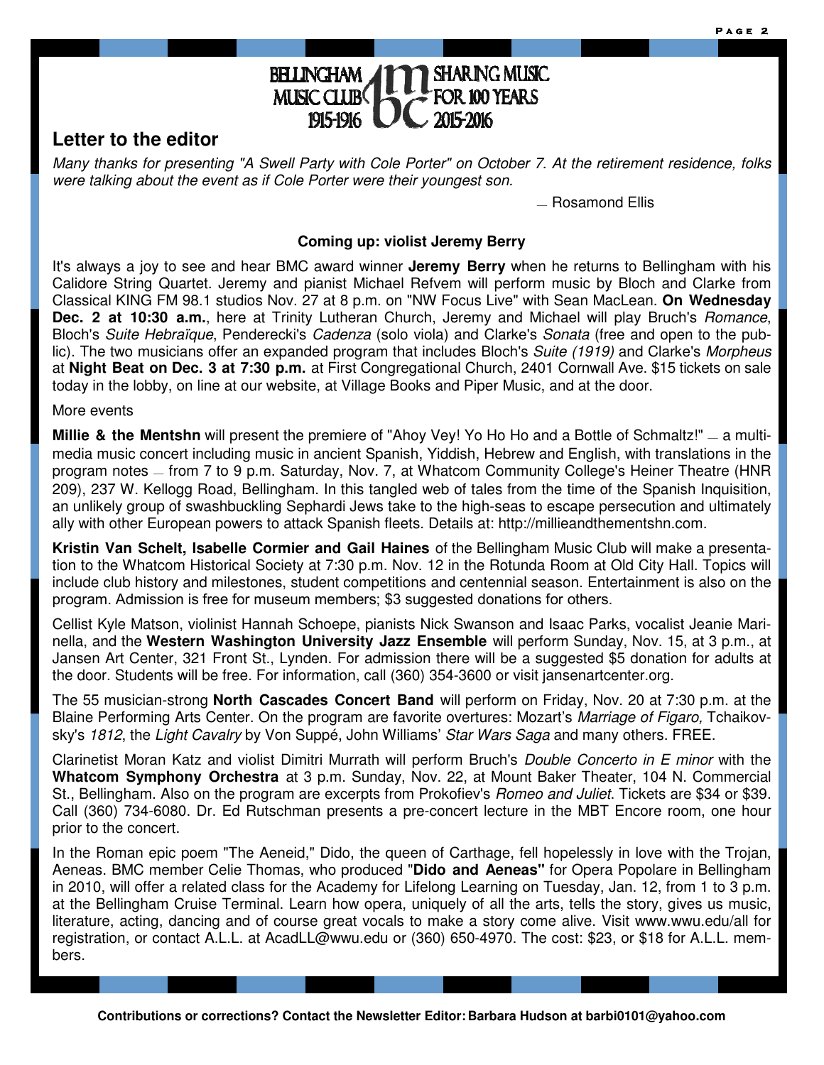BELLINGHAM MUSIC CLUB 1915-1916 — bmc — SHARING MUSIC FOR 100 YEARS 2015-2016

## Letter to the editor

*Many thanks for presenting "A Swell Party with Cole Porter" on October 7. At the retirement residence, folks were talking about the event as if Cole Porter were their youngest son.*

— Rosamond Ellis

### Coming up: violist Jeremy Berry

It's always a joy to see and hear BMC award winner **Jeremy Berry** when he returns to Bellingham with his Calidore String Quartet. Jeremy and pianist Michael Refvem will perform music by Bloch and Clarke from Classical KING FM 98.1 studios Nov. 27 at 8 p.m. on "NW Focus Live" with Sean MacLean. **On Wednesday Dec. 2 at 10:30 a.m.**, here at Trinity Lutheran Church, Jeremy and Michael will play Bruch's *Romance*, Bloch's *Suite Hebraïque*, Penderecki's *Cadenza* (solo viola) and Clarke's *Sonata* (free and open to the public). The two musicians offer an expanded program that includes Bloch's *Suite (1919)* and Clarke's *Morpheus* at **Night Beat on Dec. 3 at 7:30 p.m.** at First Congregational Church, 2401 Cornwall Ave. $15 tickets on sale today in the lobby, on line at our website, at Village Books and Piper Music, and at the door.

More events

**Millie & the Mentshn** will present the premiere of "Ahoy Vey! Yo Ho Ho and a Bottle of Schmaltz!" — a multimedia music concert including music in ancient Spanish, Yiddish, Hebrew and English, with translations in the program notes — from 7 to 9 p.m. Saturday, Nov. 7, at Whatcom Community College's Heiner Theatre (HNR 209), 237 W. Kellogg Road, Bellingham. In this tangled web of tales from the time of the Spanish Inquisition, an unlikely group of swashbuckling Sephardi Jews take to the high-seas to escape persecution and ultimately ally with other European powers to attack Spanish fleets. Details at: http://millieandthementshn.com.

**Kristin Van Schelt, Isabelle Cormier and Gail Haines** of the Bellingham Music Club will make a presentation to the Whatcom Historical Society at 7:30 p.m. Nov. 12 in the Rotunda Room at Old City Hall. Topics will include club history and milestones, student competitions and centennial season. Entertainment is also on the program. Admission is free for museum members; $3 suggested donations for others.

Cellist Kyle Matson, violinist Hannah Schoepe, pianists Nick Swanson and Isaac Parks, vocalist Jeanie Marinella, and the **Western Washington University Jazz Ensemble** will perform Sunday, Nov. 15, at 3 p.m., at Jansen Art Center, 321 Front St., Lynden. For admission there will be a suggested $5 donation for adults at the door. Students will be free. For information, call (360) 354-3600 or visit jansenartcenter.org.

The 55 musician-strong **North Cascades Concert Band** will perform on Friday, Nov. 20 at 7:30 p.m. at the Blaine Performing Arts Center. On the program are favorite overtures: Mozart's *Marriage of Figaro,* Tchaikovsky's *1812*, the *Light Cavalry* by Von Suppé, John Williams' *Star Wars Saga* and many others. FREE.

Clarinetist Moran Katz and violist Dimitri Murrath will perform Bruch's *Double Concerto in E minor* with the **Whatcom Symphony Orchestra** at 3 p.m. Sunday, Nov. 22, at Mount Baker Theater, 104 N. Commercial St., Bellingham. Also on the program are excerpts from Prokofiev's *Romeo and Juliet*. Tickets are $34 or $39. Call (360) 734-6080. Dr. Ed Rutschman presents a pre-concert lecture in the MBT Encore room, one hour prior to the concert.

In the Roman epic poem "The Aeneid," Dido, the queen of Carthage, fell hopelessly in love with the Trojan, Aeneas. BMC member Celie Thomas, who produced "**Dido and Aeneas"** for Opera Popolare in Bellingham in 2010, will offer a related class for the Academy for Lifelong Learning on Tuesday, Jan. 12, from 1 to 3 p.m. at the Bellingham Cruise Terminal. Learn how opera, uniquely of all the arts, tells the story, gives us music, literature, acting, dancing and of course great vocals to make a story come alive. Visit www.wwu.edu/all for registration, or contact A.L.L. at AcadLL@wwu.edu or (360) 650-4970. The cost: $23, or $18 for A.L.L. members.

**Contributions or corrections? Contact the Newsletter Editor: Barbara Hudson at barbi0101@yahoo.com**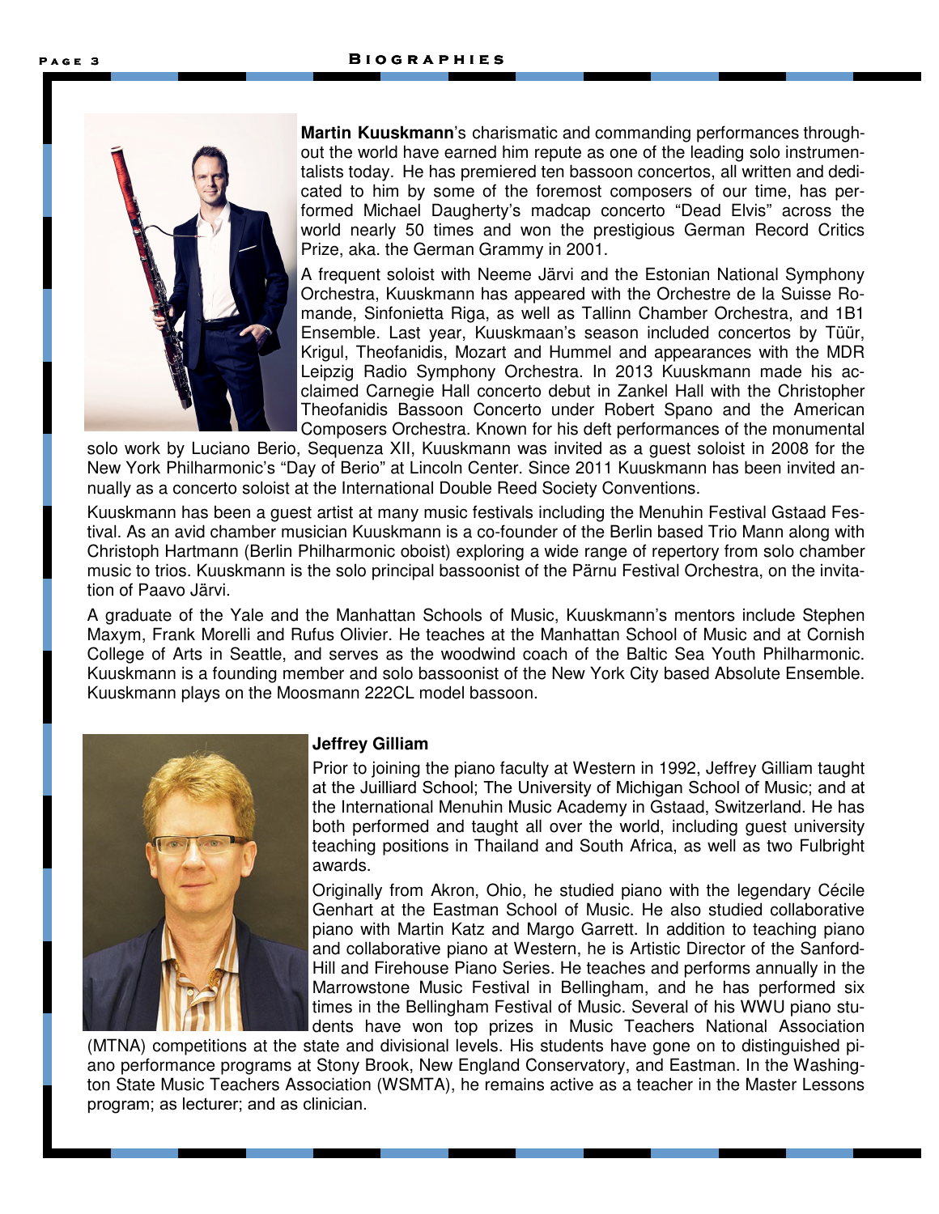**Martin Kuuskmann**'s charismatic and commanding performances throughout the world have earned him repute as one of the leading solo instrumentalists today. He has premiered ten bassoon concertos, all written and dedicated to him by some of the foremost composers of our time, has performed Michael Daugherty's madcap concerto "Dead Elvis" across the world nearly 50 times and won the prestigious German Record Critics Prize, aka. the German Grammy in 2001.

A frequent soloist with Neeme Järvi and the Estonian National Symphony Orchestra, Kuuskmann has appeared with the Orchestre de la Suisse Romande, Sinfonietta Riga, as well as Tallinn Chamber Orchestra, and 1B1 Ensemble. Last year, Kuuskmaan's season included concertos by Tüür, Krigul, Theofanidis, Mozart and Hummel and appearances with the MDR Leipzig Radio Symphony Orchestra. In 2013 Kuuskmann made his acclaimed Carnegie Hall concerto debut in Zankel Hall with the Christopher Theofanidis Bassoon Concerto under Robert Spano and the American Composers Orchestra. Known for his deft performances of the monumental solo work by Luciano Berio, Sequenza XII, Kuuskmann was invited as a guest soloist in 2008 for the New York Philharmonic's "Day of Berio" at Lincoln Center. Since 2011 Kuuskmann has been invited annually as a concerto soloist at the International Double Reed Society Conventions.

Kuuskmann has been a guest artist at many music festivals including the Menuhin Festival Gstaad Festival. As an avid chamber musician Kuuskmann is a co-founder of the Berlin based Trio Mann along with Christoph Hartmann (Berlin Philharmonic oboist) exploring a wide range of repertory from solo chamber music to trios. Kuuskmann is the solo principal bassoonist of the Pärnu Festival Orchestra, on the invitation of Paavo Järvi.

A graduate of the Yale and the Manhattan Schools of Music, Kuuskmann's mentors include Stephen Maxym, Frank Morelli and Rufus Olivier. He teaches at the Manhattan School of Music and at Cornish College of Arts in Seattle, and serves as the woodwind coach of the Baltic Sea Youth Philharmonic. Kuuskmann is a founding member and solo bassoonist of the New York City based Absolute Ensemble. Kuuskmann plays on the Moosmann 222CL model bassoon.

**Jeffrey Gilliam**

Prior to joining the piano faculty at Western in 1992, Jeffrey Gilliam taught at the Juilliard School; The University of Michigan School of Music; and at the International Menuhin Music Academy in Gstaad, Switzerland. He has both performed and taught all over the world, including guest university teaching positions in Thailand and South Africa, as well as two Fulbright awards.

Originally from Akron, Ohio, he studied piano with the legendary Cécile Genhart at the Eastman School of Music. He also studied collaborative piano with Martin Katz and Margo Garrett. In addition to teaching piano and collaborative piano at Western, he is Artistic Director of the Sanford-Hill and Firehouse Piano Series. He teaches and performs annually in the Marrowstone Music Festival in Bellingham, and he has performed six times in the Bellingham Festival of Music. Several of his WWU piano students have won top prizes in Music Teachers National Association (MTNA) competitions at the state and divisional levels. His students have gone on to distinguished piano performance programs at Stony Brook, New England Conservatory, and Eastman. In the Washington State Music Teachers Association (WSMTA), he remains active as a teacher in the Master Lessons program; as lecturer; and as clinician.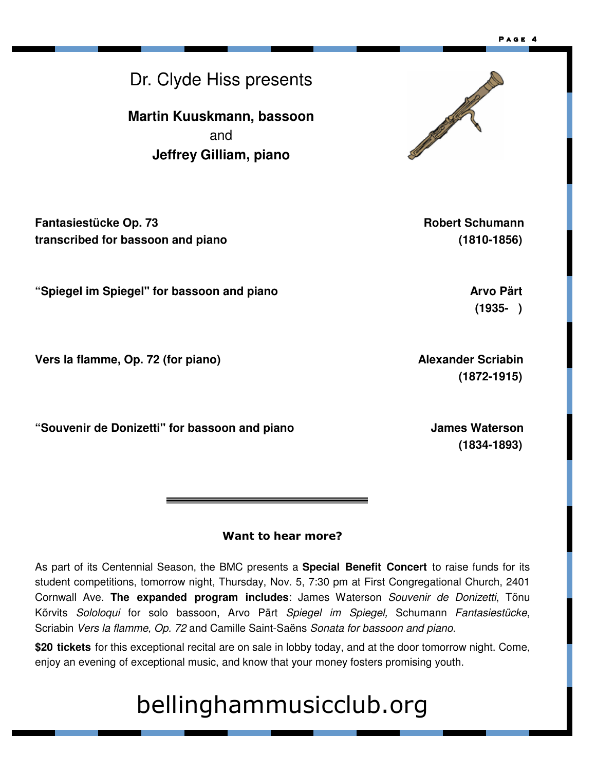Dr. Clyde Hiss presents

**Martin Kuuskmann, bassoon**
and
**Jeffrey Gilliam, piano**

| | |
|---|---|
| **Fantasiestücke Op. 73 transcribed for bassoon and piano** | **Robert Schumann (1810-1856)** |
| **"Spiegel im Spiegel" for bassoon and piano** | **Arvo Pärt (1935- )** |
| **Vers la flamme, Op. 72 (for piano)** | **Alexander Scriabin (1872-1915)** |
| **"Souvenir de Donizetti" for bassoon and piano** | **James Waterson (1834-1893)** |

---

**Want to hear more?**

As part of its Centennial Season, the BMC presents a **Special Benefit Concert** to raise funds for its student competitions, tomorrow night, Thursday, Nov. 5, 7:30 pm at First Congregational Church, 2401 Cornwall Ave. **The expanded program includes**: James Waterson *Souvenir de Donizetti*, Tõnu Kõrvits *Sololoqui* for solo bassoon, Arvo Pärt *Spiegel im Spiegel,* Schumann *Fantasiestücke*, Scriabin *Vers la flamme, Op. 72* and Camille Saint-Saëns *Sonata for bassoon and piano.*

**$20 tickets** for this exceptional recital are on sale in lobby today, and at the door tomorrow night. Come, enjoy an evening of exceptional music, and know that your money fosters promising youth.

# bellinghammusicclub.org